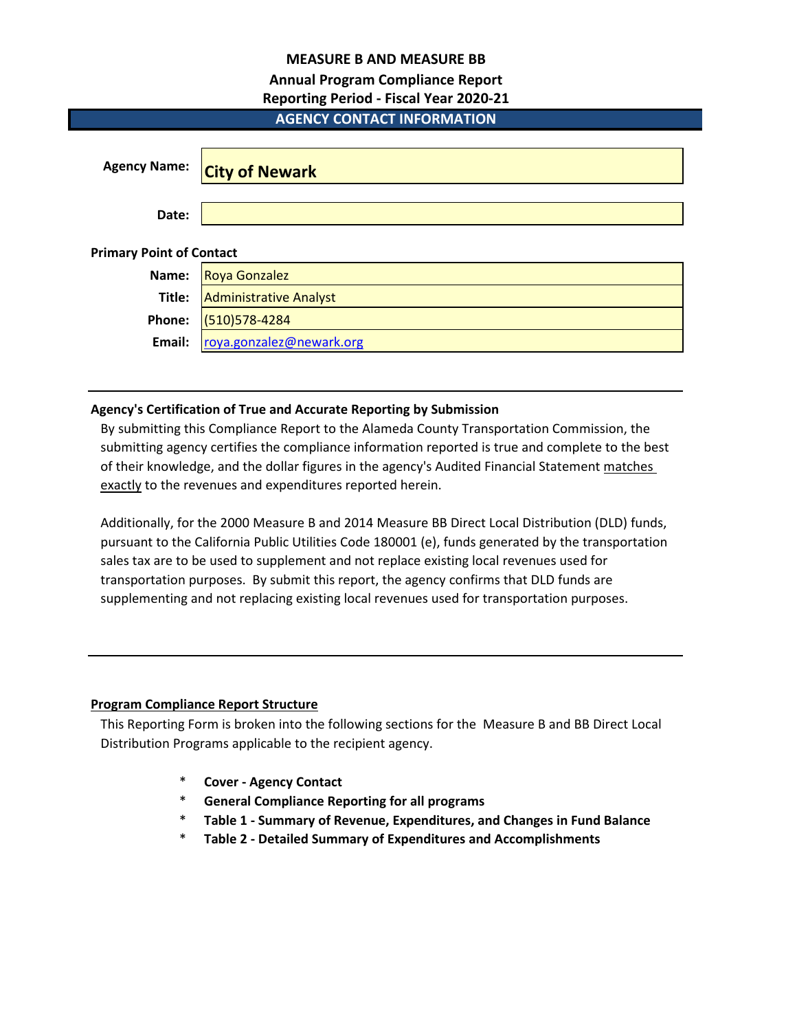# MEASURE B AND MEASURE BB

## Annual Program Compliance Report

## Reporting Period - Fiscal Year 2020-21

### AGENCY CONTACT INFORMATION

| | |
|---|---|
| **Agency Name:** | **City of Newark** |
| **Date:** | |

**Primary Point of Contact**

| | |
|---|---|
| **Name:** | Roya Gonzalez |
| **Title:** | Administrative Analyst |
| **Phone:** | (510)578-4284 |
| **Email:** | roya.gonzalez@newark.org |

---

**Agency's Certification of True and Accurate Reporting by Submission**

By submitting this Compliance Report to the Alameda County Transportation Commission, the submitting agency certifies the compliance information reported is true and complete to the best of their knowledge, and the dollar figures in the agency's Audited Financial Statement matches exactly to the revenues and expenditures reported herein.

Additionally, for the 2000 Measure B and 2014 Measure BB Direct Local Distribution (DLD) funds, pursuant to the California Public Utilities Code 180001 (e), funds generated by the transportation sales tax are to be used to supplement and not replace existing local revenues used for transportation purposes. By submit this report, the agency confirms that DLD funds are supplementing and not replacing existing local revenues used for transportation purposes.

---

**Program Compliance Report Structure**

This Reporting Form is broken into the following sections for the Measure B and BB Direct Local Distribution Programs applicable to the recipient agency.

- **Cover - Agency Contact**
- **General Compliance Reporting for all programs**
- **Table 1 - Summary of Revenue, Expenditures, and Changes in Fund Balance**
- **Table 2 - Detailed Summary of Expenditures and Accomplishments**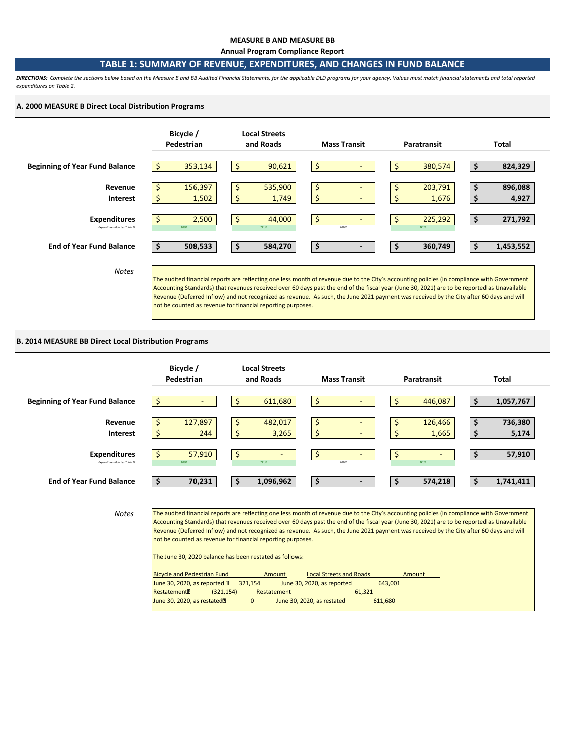**MEASURE B AND MEASURE BB**

**Annual Program Compliance Report**

## TABLE 1: SUMMARY OF REVENUE, EXPENDITURES, AND CHANGES IN FUND BALANCE

***DIRECTIONS:*** *Complete the sections below based on the Measure B and BB Audited Financial Statements, for the applicable DLD programs for your agency. Values must match financial statements and total reported expenditures on Table 2.*

### A. 2000 MEASURE B Direct Local Distribution Programs

| | Bicycle / Pedestrian | Local Streets and Roads | Mass Transit | Paratransit | Total |
|---|---|---|---|---|---|
| **Beginning of Year Fund Balance** | $ 353,134 | $ 90,621 | $ - | $ 380,574 | **$ 824,329** |
| **Revenue** | $ 156,397 | $ 535,900 | $ - | $ 203,791 | **$ 896,088** |
| **Interest** | $ 1,502 | $ 1,749 | $ - | $ 1,676 | **$ 4,927** |
| **Expenditures** | $ 2,500 | $ 44,000 | $ - | $ 225,292 | **$ 271,792** |
| *Expenditures Matches Table 2?* | TRUE | TRUE | #REF! | TRUE | |
| **End of Year Fund Balance** | **$ 508,533** | **$ 584,270** | **$ -** | **$ 360,749** | **$ 1,453,552** |

*Notes*

The audited financial reports are reflecting one less month of revenue due to the City's accounting policies (in compliance with Government Accounting Standards) that revenues received over 60 days past the end of the fiscal year (June 30, 2021) are to be reported as Unavailable Revenue (Deferred Inflow) and not recognized as revenue. As such, the June 2021 payment was received by the City after 60 days and will not be counted as revenue for financial reporting purposes.

### B. 2014 MEASURE BB Direct Local Distribution Programs

| | Bicycle / Pedestrian | Local Streets and Roads | Mass Transit | Paratransit | Total |
|---|---|---|---|---|---|
| **Beginning of Year Fund Balance** | $ - | $ 611,680 | $ - | $ 446,087 | **$ 1,057,767** |
| **Revenue** | $ 127,897 | $ 482,017 | $ - | $ 126,466 | **$ 736,380** |
| **Interest** | $ 244 | $ 3,265 | $ - | $ 1,665 | **$ 5,174** |
| **Expenditures** | $ 57,910 | $ - | $ - | $ - | **$ 57,910** |
| *Expenditures Matches Table 2?* | TRUE | TRUE | #REF! | TRUE | |
| **End of Year Fund Balance** | **$ 70,231** | **$ 1,096,962** | **$ -** | **$ 574,218** | **$ 1,741,411** |

*Notes*

The audited financial reports are reflecting one less month of revenue due to the City's accounting policies (in compliance with Government Accounting Standards) that revenues received over 60 days past the end of the fiscal year (June 30, 2021) are to be reported as Unavailable Revenue (Deferred Inflow) and not recognized as revenue. As such, the June 2021 payment was received by the City after 60 days and will not be counted as revenue for financial reporting purposes.

The June 30, 2020 balance has been restated as follows:

| Bicycle and Pedestrian Fund | Amount | Local Streets and Roads | Amount |
|---|---|---|---|
| June 30, 2020, as reported | 321,154 | June 30, 2020, as reported | 643,001 |
| Restatement | (321,154) | Restatement | 61,321 |
| June 30, 2020, as restated | 0 | June 30, 2020, as restated | 611,680 |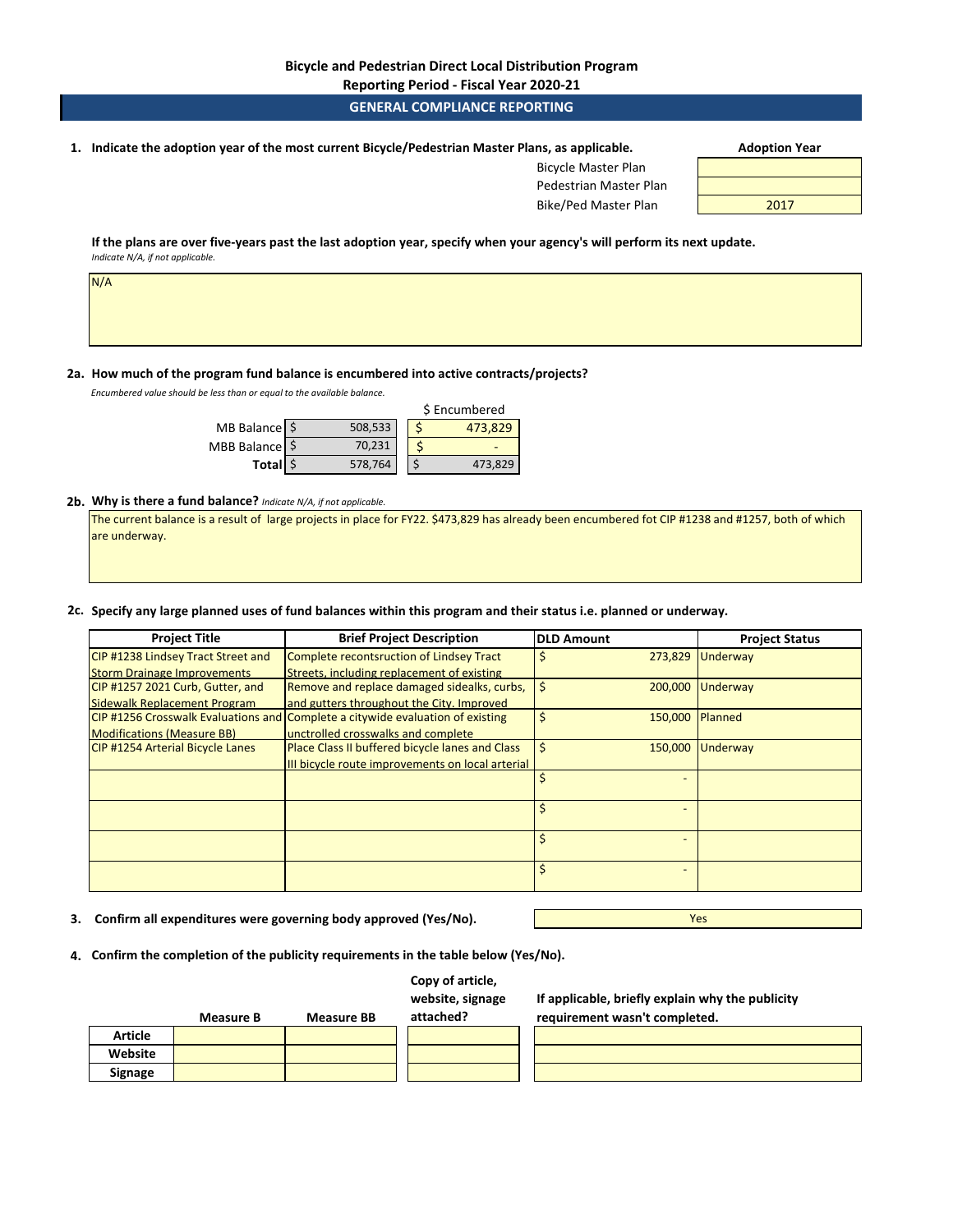**Bicycle and Pedestrian Direct Local Distribution Program**

**Reporting Period - Fiscal Year 2020-21**

## GENERAL COMPLIANCE REPORTING

**1. Indicate the adoption year of the most current Bicycle/Pedestrian Master Plans, as applicable.**

| | Adoption Year |
|---|---|
| Bicycle Master Plan | |
| Pedestrian Master Plan | |
| Bike/Ped Master Plan | 2017 |

**If the plans are over five-years past the last adoption year, specify when your agency's will perform its next update.**
*Indicate N/A, if not applicable.*

N/A

**2a. How much of the program fund balance is encumbered into active contracts/projects?**

*Encumbered value should be less than or equal to the available balance.*

| | | $ Encumbered |
|---|---|---|
| MB Balance | $ 508,533 | $ 473,829 |
| MBB Balance | $ 70,231 | $ - |
| **Total** | $ 578,764 | $ 473,829 |

**2b. Why is there a fund balance?** *Indicate N/A, if not applicable.*

The current balance is a result of large projects in place for FY22. $473,829 has already been encumbered fot CIP #1238 and #1257, both of which are underway.

**2c. Specify any large planned uses of fund balances within this program and their status i.e. planned or underway.**

| Project Title | Brief Project Description | DLD Amount | Project Status |
|---|---|---|---|
| CIP #1238 Lindsey Tract Street and Storm Drainage Improvements | Complete recontsruction of Lindsey Tract Streets, including replacement of existing | $ 273,829 | Underway |
| CIP #1257 2021 Curb, Gutter, and Sidewalk Replacement Program | Remove and replace damaged sidealks, curbs, and gutters throughout the City. Improved | $ 200,000 | Underway |
| CIP #1256 Crosswalk Evaluations and Modifications (Measure BB) | Complete a citywide evaluation of existing unctrolled crosswalks and complete | $ 150,000 | Planned |
| CIP #1254 Arterial Bicycle Lanes | Place Class II buffered bicycle lanes and Class III bicycle route improvements on local arterial | $ 150,000 | Underway |
| | | $ - | |
| | | $ - | |
| | | $ - | |
| | | $ - | |

**3. Confirm all expenditures were governing body approved (Yes/No).** Yes

**4. Confirm the completion of the publicity requirements in the table below (Yes/No).**

| | Measure B | Measure BB | Copy of article, website, signage attached? | If applicable, briefly explain why the publicity requirement wasn't completed. |
|---|---|---|---|---|
| **Article** | | | | |
| **Website** | | | | |
| **Signage** | | | | |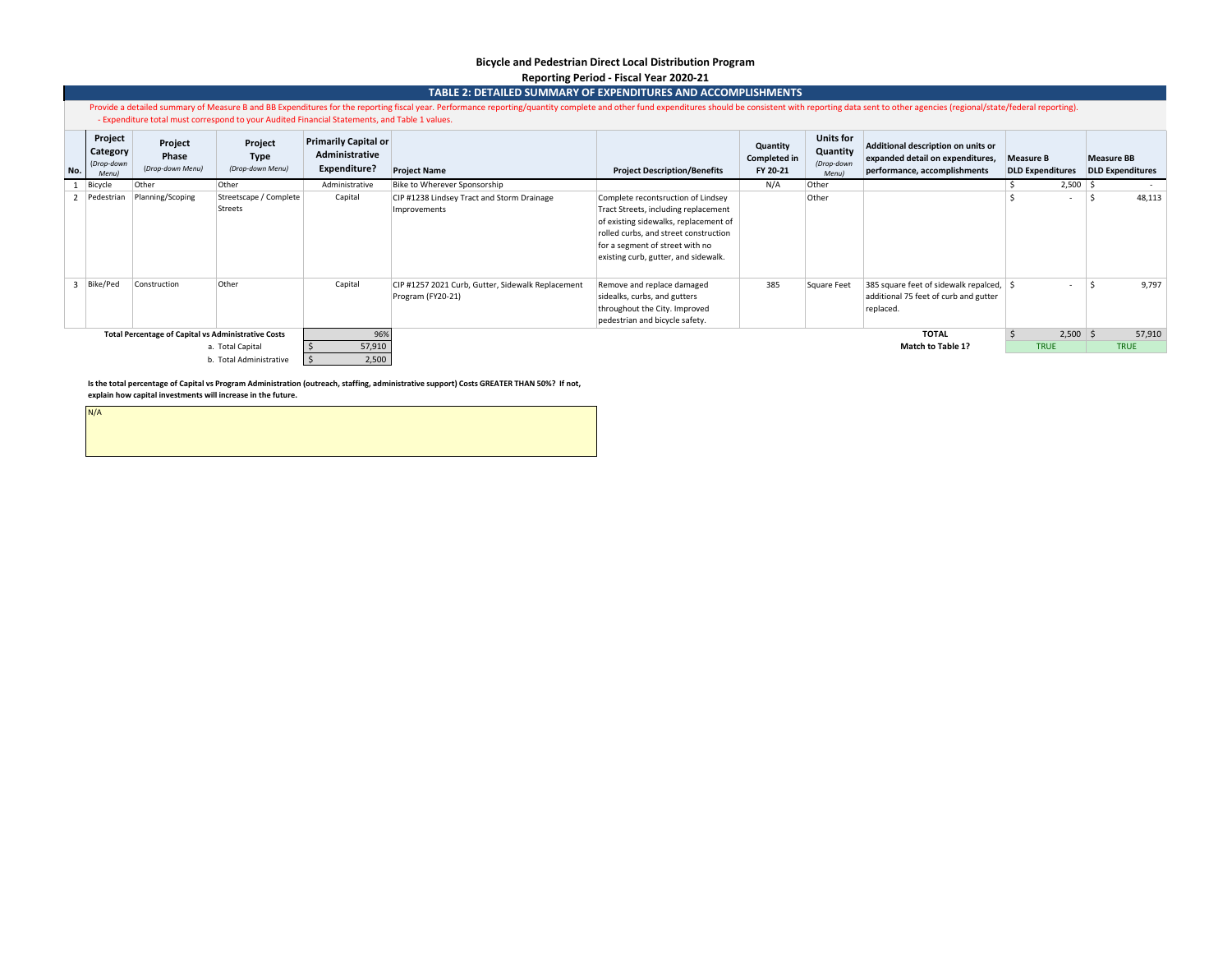**Bicycle and Pedestrian Direct Local Distribution Program**

**Reporting Period - Fiscal Year 2020-21**

## TABLE 2: DETAILED SUMMARY OF EXPENDITURES AND ACCOMPLISHMENTS

Provide a detailed summary of Measure B and BB Expenditures for the reporting fiscal year. Performance reporting/quantity complete and other fund expenditures should be consistent with reporting data sent to other agencies (regional/state/federal reporting).
- Expenditure total must correspond to your Audited Financial Statements, and Table 1 values.

| No. | Project Category *(Drop-down Menu)* | Project Phase *(Drop-down Menu)* | Project Type *(Drop-down Menu)* | Primarily Capital or Administrative Expenditure? | Project Name | Project Description/Benefits | Quantity Completed in FY 20-21 | Units for Quantity *(Drop-down Menu)* | Additional description on units or expanded detail on expenditures, performance, accomplishments | Measure B DLD Expenditures | Measure BB DLD Expenditures |
|---|---|---|---|---|---|---|---|---|---|---|---|
| 1 | Bicycle | Other | Other | Administrative | Bike to Wherever Sponsorship | | N/A | Other | | $ 2,500 | $ - |
| 2 | Pedestrian | Planning/Scoping | Streetscape / Complete Streets | Capital | CIP #1238 Lindsey Tract and Storm Drainage Improvements | Complete recontsruction of Lindsey Tract Streets, including replacement of existing sidewalks, replacement of rolled curbs, and street construction for a segment of street with no existing curb, gutter, and sidewalk. | | Other | | $ - | $ 48,113 |
| 3 | Bike/Ped | Construction | Other | Capital | CIP #1257 2021 Curb, Gutter, Sidewalk Replacement Program (FY20-21) | Remove and replace damaged sidealks, curbs, and gutters throughout the City. Improved pedestrian and bicycle safety. | 385 | Square Feet | 385 square feet of sidewalk repalced, additional 75 feet of curb and gutter replaced. | $ - | $ 9,797 |
| | | | | | | | | | **TOTAL** | $ 2,500 | $ 57,910 |
| | | | | | | | | | **Match to Table 1?** | TRUE | TRUE |

| **Total Percentage of Capital vs Administrative Costs** | 96% |
|---|---|
| a. Total Capital | $ 57,910 |
| b. Total Administrative | $ 2,500 |

**Is the total percentage of Capital vs Program Administration (outreach, staffing, administrative support) Costs GREATER THAN 50%? If not, explain how capital investments will increase in the future.**

N/A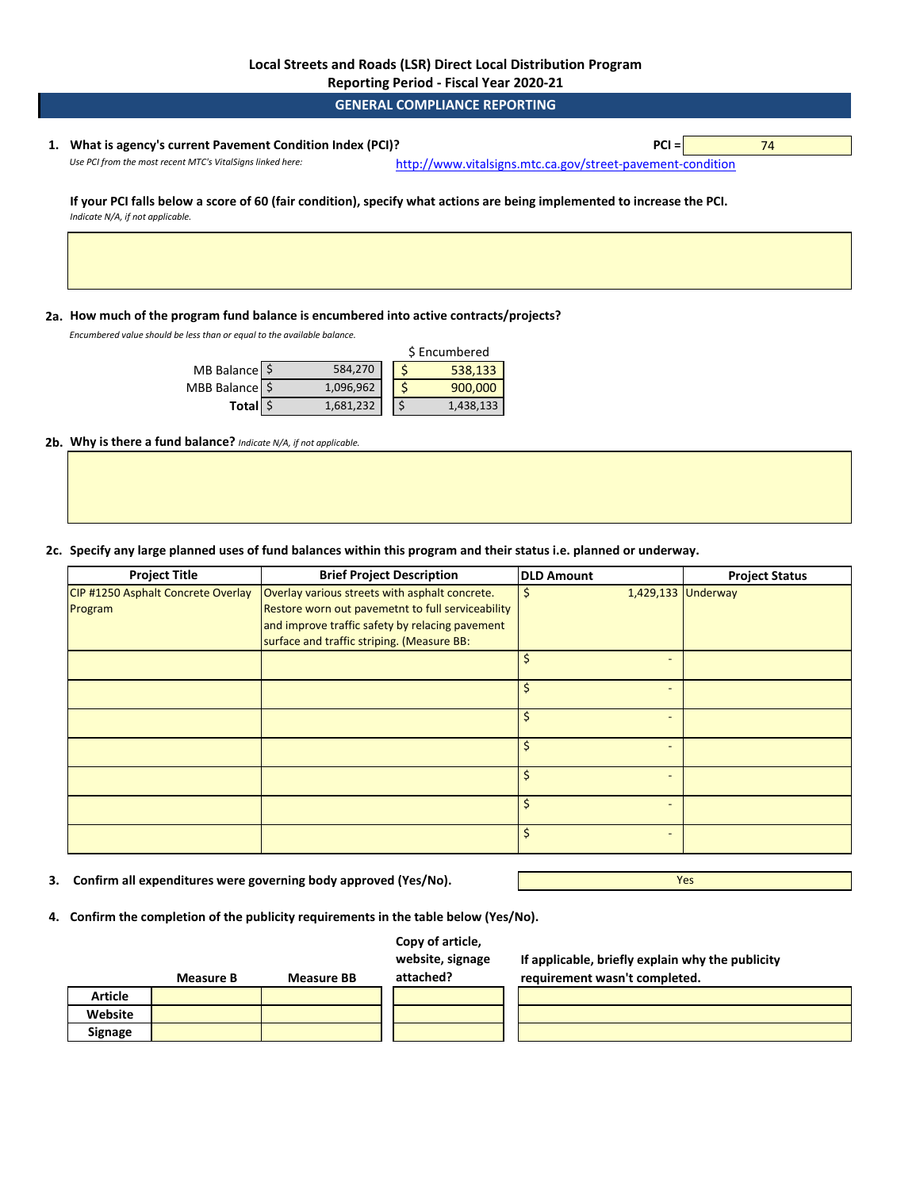# Local Streets and Roads (LSR) Direct Local Distribution Program

## Reporting Period - Fiscal Year 2020-21

## GENERAL COMPLIANCE REPORTING

**1. What is agency's current Pavement Condition Index (PCI)?** **PCI =** 74

*Use PCI from the most recent MTC's VitalSigns linked here:* http://www.vitalsigns.mtc.ca.gov/street-pavement-condition

**If your PCI falls below a score of 60 (fair condition), specify what actions are being implemented to increase the PCI.**
*Indicate N/A, if not applicable.*

**2a. How much of the program fund balance is encumbered into active contracts/projects?**
*Encumbered value should be less than or equal to the available balance.*

| | Balance | $ Encumbered |
|---|---|---|
| MB Balance | $ 584,270 | $ 538,133 |
| MBB Balance | $ 1,096,962 | $ 900,000 |
| **Total** | $ 1,681,232 | $ 1,438,133 |

**2b. Why is there a fund balance?** *Indicate N/A, if not applicable.*

**2c. Specify any large planned uses of fund balances within this program and their status i.e. planned or underway.**

| Project Title | Brief Project Description | DLD Amount | Project Status |
|---|---|---|---|
| CIP #1250 Asphalt Concrete Overlay Program | Overlay various streets with asphalt concrete. Restore worn out pavemetnt to full serviceability and improve traffic safety by relacing pavement surface and traffic striping. (Measure BB: | $ 1,429,133 | Underway |
| | | $ - | |
| | | $ - | |
| | | $ - | |
| | | $ - | |
| | | $ - | |
| | | $ - | |
| | | $ - | |

**3. Confirm all expenditures were governing body approved (Yes/No).** Yes

**4. Confirm the completion of the publicity requirements in the table below (Yes/No).**

| | Measure B | Measure BB | Copy of article, website, signage attached? | If applicable, briefly explain why the publicity requirement wasn't completed. |
|---|---|---|---|---|
| **Article** | | | | |
| **Website** | | | | |
| **Signage** | | | | |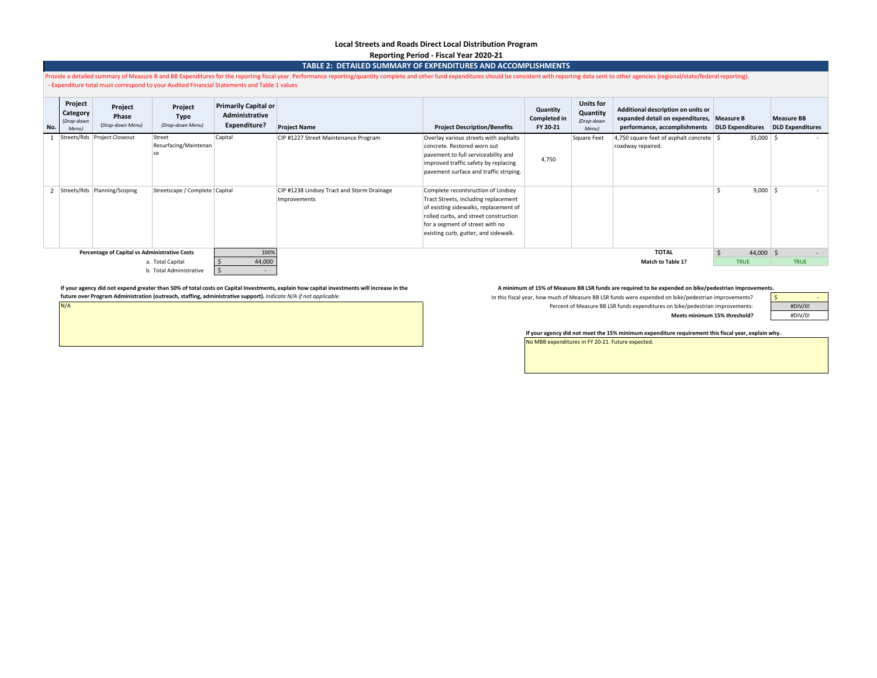## Local Streets and Roads Direct Local Distribution Program

### Reporting Period - Fiscal Year 2020-21

### TABLE 2: DETAILED SUMMARY OF EXPENDITURES AND ACCOMPLISHMENTS

Provide a detailed summary of Measure B and BB Expenditures for the reporting fiscal year. Performance reporting/quantity complete and other fund expenditures should be consistent with reporting data sent to other agencies (regional/state/federal reporting).
- Expenditure total must correspond to your Audited Financial Statements and Table 1 values

| No. | Project Category *(Drop-down Menu)* | Project Phase *(Drop-down Menu)* | Project Type *(Drop-down Menu)* | Primarily Capital or Administrative Expenditure? | Project Name | Project Description/Benefits | Quantity Completed in FY 20-21 | Units for Quantity *(Drop-down Menu)* | Additional description on units or expanded detail on expenditures, performance, accomplishments | Measure B DLD Expenditures | Measure BB DLD Expenditures |
|---|---|---|---|---|---|---|---|---|---|---|---|
| 1 | Streets/Rds | Project Closeout | Street Resurfacing/Maintenance | Capital | CIP #1227 Street Maintenance Program | Overlay various streets with asphalts concrete. Restored worn out pavement to full serviceability and improved traffic safety by replacing pavement surface and traffic striping. | 4,750 | Square Feet | 4,750 square feet of asphalt concrete roadway repaired. | $ 35,000 | $ - |
| 2 | Streets/Rds | Planning/Scoping | Streetscape / Complete | Capital | CIP #1238 Lindsey Tract and Storm Drainage Improvements | Complete recontsruction of Lindsey Tract Streets, including replacement of existing sidewalks, replacement of rolled curbs, and street construction for a segment of street with no existing curb, gutter, and sidewalk. | | | | $ 9,000 | $ - |
| | | | | | | | | | **TOTAL** | $ 44,000 | $ - |
| | | | | | | | | | **Match to Table 1?** | TRUE | TRUE |

| **Percentage of Capital vs Administrative Costs** | 100% |
|---|---|
| a. Total Capital | $ 44,000 |
| b. Total Administrative | $ - |

**If your agency did not expend greater than 50% of total costs on Capital Investments, explain how capital investments will increase in the future over Program Administration (outreach, staffing, administrative support).** *Indicate N/A if not applicable.*

N/A

**A minimum of 15% of Measure BB LSR funds are required to be expended on bike/pedestrian Improvements.**

| | |
|---|---|
| In this fiscal year, how much of Measure BB LSR funds were expended on bike/pedestrian improvements? | $ - |
| Percent of Measure BB LSR funds expenditures on bike/pedestrian improvements: | #DIV/0! |
| **Meets minimum 15% threshold?** | #DIV/0! |

**If your agency did not meet the 15% minimum expenditure requirement this fiscal year, explain why.**

No MBB expenditures in FY 20-21. Future expected.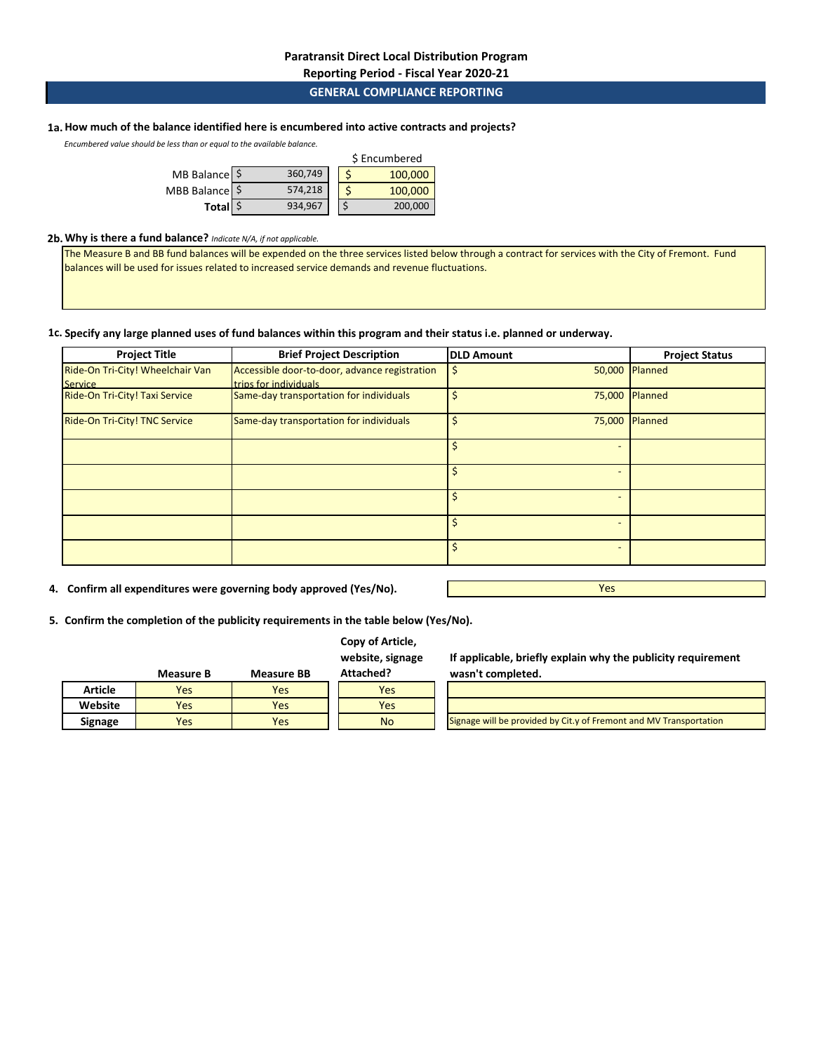**Paratransit Direct Local Distribution Program**

**Reporting Period - Fiscal Year 2020-21**

## GENERAL COMPLIANCE REPORTING

**1a. How much of the balance identified here is encumbered into active contracts and projects?**

*Encumbered value should be less than or equal to the available balance.*

| | Balance | $ Encumbered |
|---|---|---|
| MB Balance | $ 360,749 | $ 100,000 |
| MBB Balance | $ 574,218 | $ 100,000 |
| **Total** | $ 934,967 | $ 200,000 |

**2b. Why is there a fund balance?** *Indicate N/A, if not applicable.*

The Measure B and BB fund balances will be expended on the three services listed below through a contract for services with the City of Fremont. Fund balances will be used for issues related to increased service demands and revenue fluctuations.

**1c. Specify any large planned uses of fund balances within this program and their status i.e. planned or underway.**

| Project Title | Brief Project Description | DLD Amount | Project Status |
|---|---|---|---|
| Ride-On Tri-City! Wheelchair Van Service | Accessible door-to-door, advance registration trips for individuals | $ 50,000 | Planned |
| Ride-On Tri-City! Taxi Service | Same-day transportation for individuals | $ 75,000 | Planned |
| Ride-On Tri-City! TNC Service | Same-day transportation for individuals | $ 75,000 | Planned |
| | | $ - | |
| | | $ - | |
| | | $ - | |
| | | $ - | |
| | | $ - | |

**4. Confirm all expenditures were governing body approved (Yes/No).** Yes

**5. Confirm the completion of the publicity requirements in the table below (Yes/No).**

| | Measure B | Measure BB | Copy of Article, website, signage Attached? | If applicable, briefly explain why the publicity requirement wasn't completed. |
|---|---|---|---|---|
| **Article** | Yes | Yes | Yes | |
| **Website** | Yes | Yes | Yes | |
| **Signage** | Yes | Yes | No | Signage will be provided by Cit.y of Fremont and MV Transportation |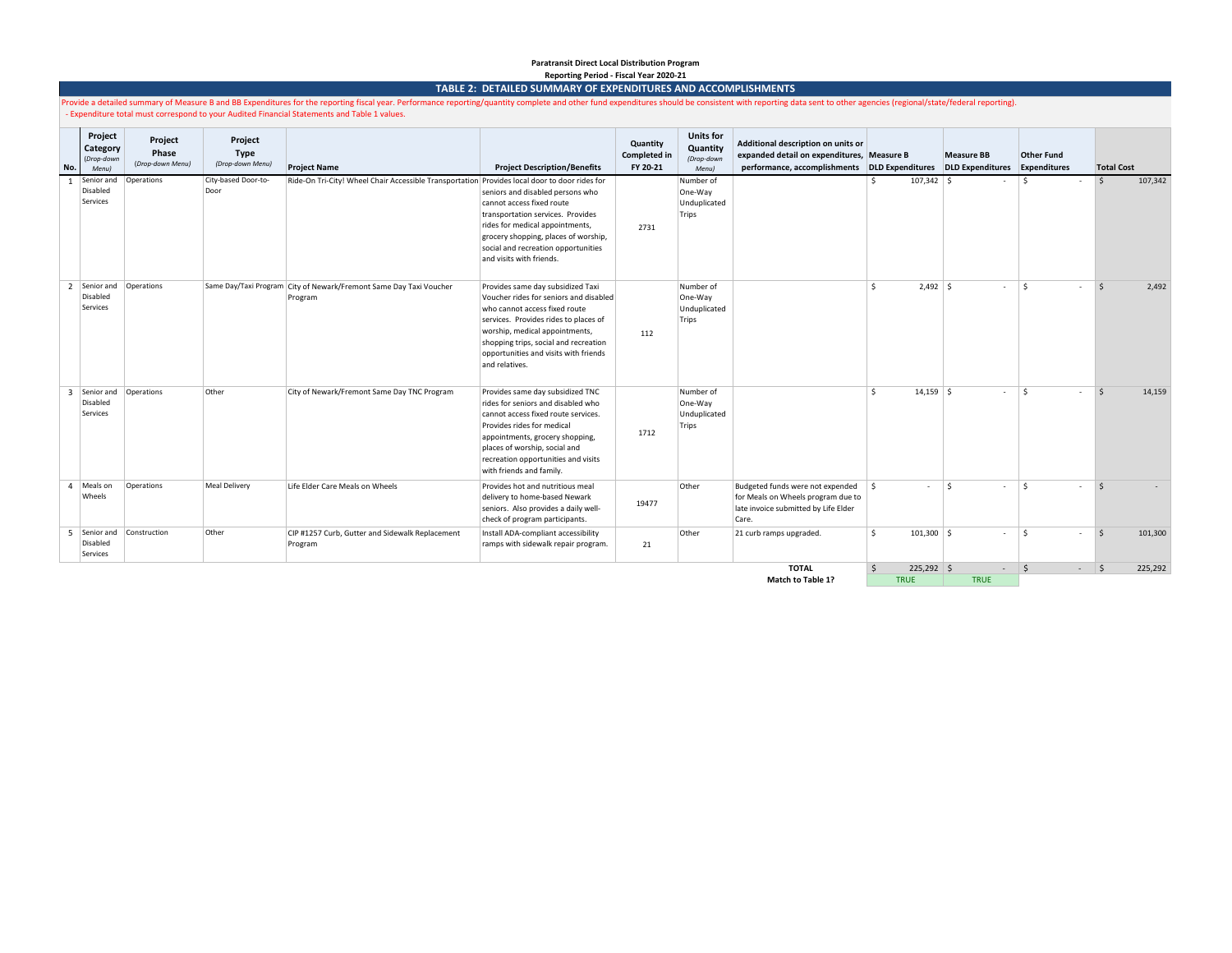**Paratransit Direct Local Distribution Program**

**Reporting Period - Fiscal Year 2020-21**

## TABLE 2: DETAILED SUMMARY OF EXPENDITURES AND ACCOMPLISHMENTS

Provide a detailed summary of Measure B and BB Expenditures for the reporting fiscal year. Performance reporting/quantity complete and other fund expenditures should be consistent with reporting data sent to other agencies (regional/state/federal reporting).
- Expenditure total must correspond to your Audited Financial Statements and Table 1 values.

| No. | Project Category *(Drop-down Menu)* | Project Phase *(Drop-down Menu)* | Project Type *(Drop-down Menu)* | Project Name | Project Description/Benefits | Quantity Completed in FY 20-21 | Units for Quantity *(Drop-down Menu)* | Additional description on units or expanded detail on expenditures, performance, accomplishments | Measure B DLD Expenditures | Measure BB DLD Expenditures | Other Fund Expenditures | Total Cost |
|---|---|---|---|---|---|---|---|---|---|---|---|---|
| 1 | Senior and Disabled Services | Operations | City-based Door-to-Door | Ride-On Tri-City! Wheel Chair Accessible Transportation | Provides local door to door rides for seniors and disabled persons who cannot access fixed route transportation services. Provides rides for medical appointments, grocery shopping, places of worship, social and recreation opportunities and visits with friends. | 2731 | Number of One-Way Unduplicated Trips | | $ 107,342 | $ - | $ - | $ 107,342 |
| 2 | Senior and Disabled Services | Operations | Same Day/Taxi Program | City of Newark/Fremont Same Day Taxi Voucher Program | Provides same day subsidized Taxi Voucher rides for seniors and disabled who cannot access fixed route services. Provides rides to places of worship, medical appointments, shopping trips, social and recreation opportunities and visits with friends and relatives. | 112 | Number of One-Way Unduplicated Trips | | $ 2,492 | $ - | $ - | $ 2,492 |
| 3 | Senior and Disabled Services | Operations | Other | City of Newark/Fremont Same Day TNC Program | Provides same day subsidized TNC rides for seniors and disabled who cannot access fixed route services. Provides rides for medical appointments, grocery shopping, places of worship, social and recreation opportunities and visits with friends and family. | 1712 | Number of One-Way Unduplicated Trips | | $ 14,159 | $ - | $ - | $ 14,159 |
| 4 | Meals on Wheels | Operations | Meal Delivery | Life Elder Care Meals on Wheels | Provides hot and nutritious meal delivery to home-based Newark seniors. Also provides a daily well-check of program participants. | 19477 | Other | Budgeted funds were not expended for Meals on Wheels program due to late invoice submitted by Life Elder Care. | $ - | $ - | $ - | $ - |
| 5 | Senior and Disabled Services | Construction | Other | CIP #1257 Curb, Gutter and Sidewalk Replacement Program | Install ADA-compliant accessibility ramps with sidewalk repair program. | 21 | Other | 21 curb ramps upgraded. | $ 101,300 | $ - | $ - | $ 101,300 |
| | | | | | | | | **TOTAL** | $ 225,292 | $ - | $ - | $ 225,292 |
| | | | | | | | | **Match to Table 1?** | TRUE | TRUE | | |